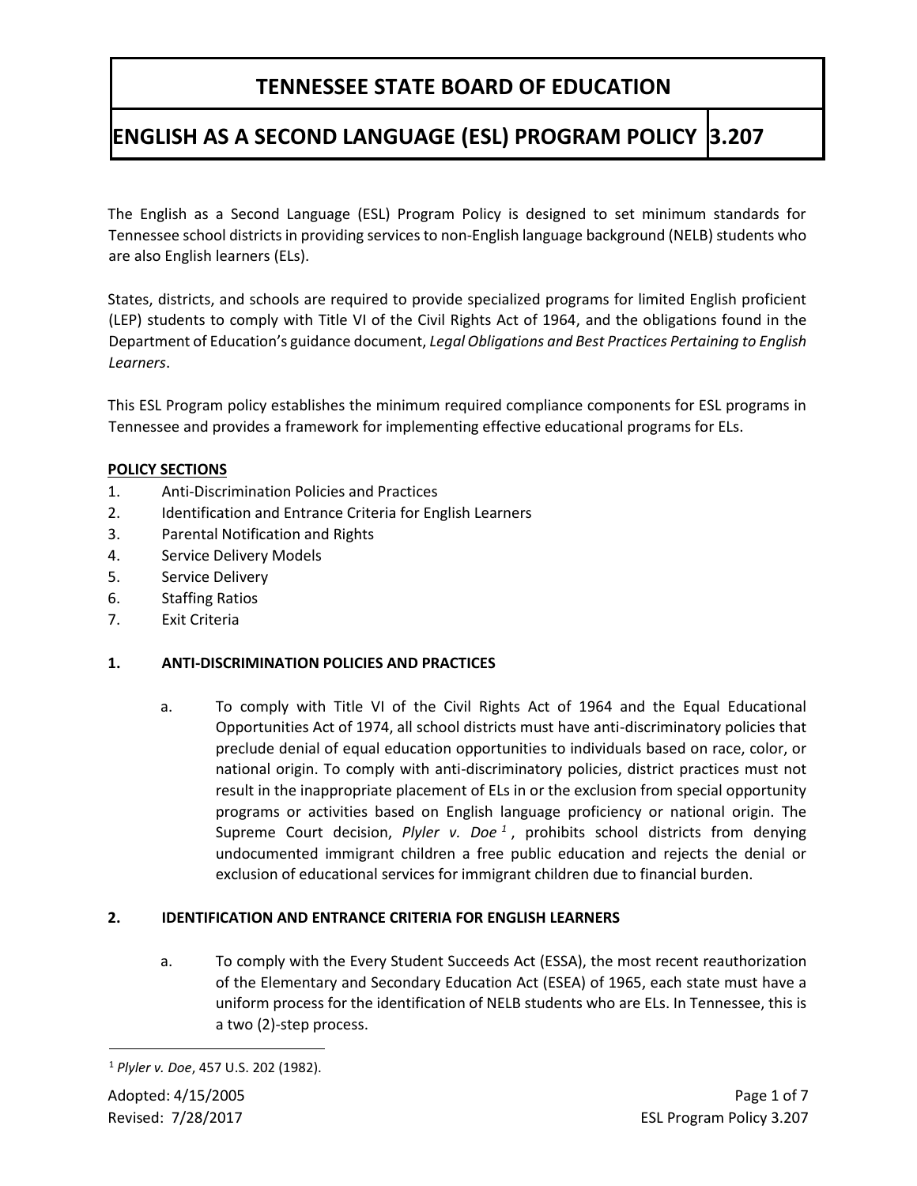# TENNESSEE STATE BOARD OF EDUCATION

## ENGLISH AS A SECOND LANGUAGE (ESL) PROGRAM POLICY 3.207

The English as a Second Language (ESL) Program Policy is designed to set minimum standards for Tennessee school districts in providing services to non-English language background (NELB) students who are also English learners (ELs).

States, districts, and schools are required to provide specialized programs for limited English proficient (LEP) students to comply with Title VI of the Civil Rights Act of 1964, and the obligations found in the Department of Education's guidance document, *Legal Obligations and Best Practices Pertaining to English Learners*.

This ESL Program policy establishes the minimum required compliance components for ESL programs in Tennessee and provides a framework for implementing effective educational programs for ELs.

**POLICY SECTIONS**

1. Anti-Discrimination Policies and Practices
2. Identification and Entrance Criteria for English Learners
3. Parental Notification and Rights
4. Service Delivery Models
5. Service Delivery
6. Staffing Ratios
7. Exit Criteria

### 1. ANTI-DISCRIMINATION POLICIES AND PRACTICES

a. To comply with Title VI of the Civil Rights Act of 1964 and the Equal Educational Opportunities Act of 1974, all school districts must have anti-discriminatory policies that preclude denial of equal education opportunities to individuals based on race, color, or national origin. To comply with anti-discriminatory policies, district practices must not result in the inappropriate placement of ELs in or the exclusion from special opportunity programs or activities based on English language proficiency or national origin. The Supreme Court decision, *Plyler v. Doe* [1], prohibits school districts from denying undocumented immigrant children a free public education and rejects the denial or exclusion of educational services for immigrant children due to financial burden.

### 2. IDENTIFICATION AND ENTRANCE CRITERIA FOR ENGLISH LEARNERS

a. To comply with the Every Student Succeeds Act (ESSA), the most recent reauthorization of the Elementary and Secondary Education Act (ESEA) of 1965, each state must have a uniform process for the identification of NELB students who are ELs. In Tennessee, this is a two (2)-step process.

---

[1] *Plyler v. Doe*, 457 U.S. 202 (1982).

Adopted: 4/15/2005
Revised: 7/28/2017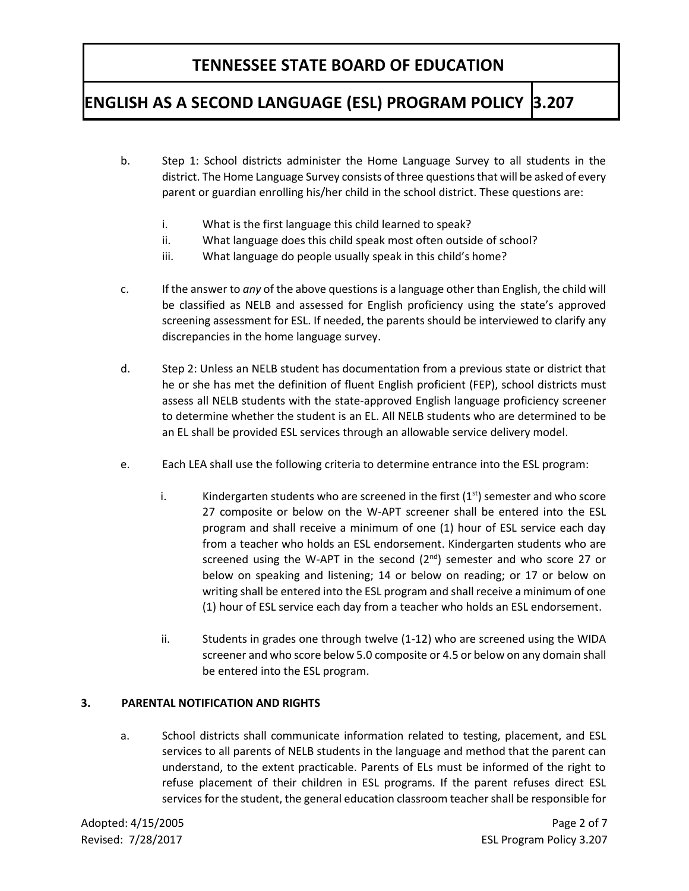b. Step 1: School districts administer the Home Language Survey to all students in the district. The Home Language Survey consists of three questions that will be asked of every parent or guardian enrolling his/her child in the school district. These questions are:

   i. What is the first language this child learned to speak?
   
   ii. What language does this child speak most often outside of school?
   
   iii. What language do people usually speak in this child's home?

c. If the answer to *any* of the above questions is a language other than English, the child will be classified as NELB and assessed for English proficiency using the state's approved screening assessment for ESL. If needed, the parents should be interviewed to clarify any discrepancies in the home language survey.

d. Step 2: Unless an NELB student has documentation from a previous state or district that he or she has met the definition of fluent English proficient (FEP), school districts must assess all NELB students with the state-approved English language proficiency screener to determine whether the student is an EL. All NELB students who are determined to be an EL shall be provided ESL services through an allowable service delivery model.

e. Each LEA shall use the following criteria to determine entrance into the ESL program:

   i. Kindergarten students who are screened in the first (1st) semester and who score 27 composite or below on the W-APT screener shall be entered into the ESL program and shall receive a minimum of one (1) hour of ESL service each day from a teacher who holds an ESL endorsement. Kindergarten students who are screened using the W-APT in the second (2nd) semester and who score 27 or below on speaking and listening; 14 or below on reading; or 17 or below on writing shall be entered into the ESL program and shall receive a minimum of one (1) hour of ESL service each day from a teacher who holds an ESL endorsement.

   ii. Students in grades one through twelve (1-12) who are screened using the WIDA screener and who score below 5.0 composite or 4.5 or below on any domain shall be entered into the ESL program.

### 3. PARENTAL NOTIFICATION AND RIGHTS

a. School districts shall communicate information related to testing, placement, and ESL services to all parents of NELB students in the language and method that the parent can understand, to the extent practicable. Parents of ELs must be informed of the right to refuse placement of their children in ESL programs. If the parent refuses direct ESL services for the student, the general education classroom teacher shall be responsible for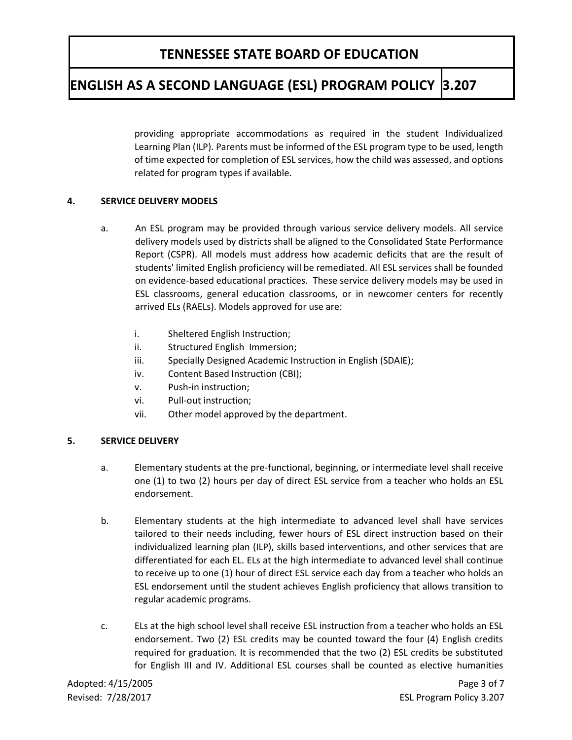providing appropriate accommodations as required in the student Individualized Learning Plan (ILP). Parents must be informed of the ESL program type to be used, length of time expected for completion of ESL services, how the child was assessed, and options related for program types if available.

## 4. SERVICE DELIVERY MODELS

a. An ESL program may be provided through various service delivery models. All service delivery models used by districts shall be aligned to the Consolidated State Performance Report (CSPR). All models must address how academic deficits that are the result of students' limited English proficiency will be remediated. All ESL services shall be founded on evidence-based educational practices. These service delivery models may be used in ESL classrooms, general education classrooms, or in newcomer centers for recently arrived ELs (RAELs). Models approved for use are:

   i. Sheltered English Instruction;
   ii. Structured English Immersion;
   iii. Specially Designed Academic Instruction in English (SDAIE);
   iv. Content Based Instruction (CBI);
   v. Push-in instruction;
   vi. Pull-out instruction;
   vii. Other model approved by the department.

## 5. SERVICE DELIVERY

a. Elementary students at the pre-functional, beginning, or intermediate level shall receive one (1) to two (2) hours per day of direct ESL service from a teacher who holds an ESL endorsement.

b. Elementary students at the high intermediate to advanced level shall have services tailored to their needs including, fewer hours of ESL direct instruction based on their individualized learning plan (ILP), skills based interventions, and other services that are differentiated for each EL. ELs at the high intermediate to advanced level shall continue to receive up to one (1) hour of direct ESL service each day from a teacher who holds an ESL endorsement until the student achieves English proficiency that allows transition to regular academic programs.

c. ELs at the high school level shall receive ESL instruction from a teacher who holds an ESL endorsement. Two (2) ESL credits may be counted toward the four (4) English credits required for graduation. It is recommended that the two (2) ESL credits be substituted for English III and IV. Additional ESL courses shall be counted as elective humanities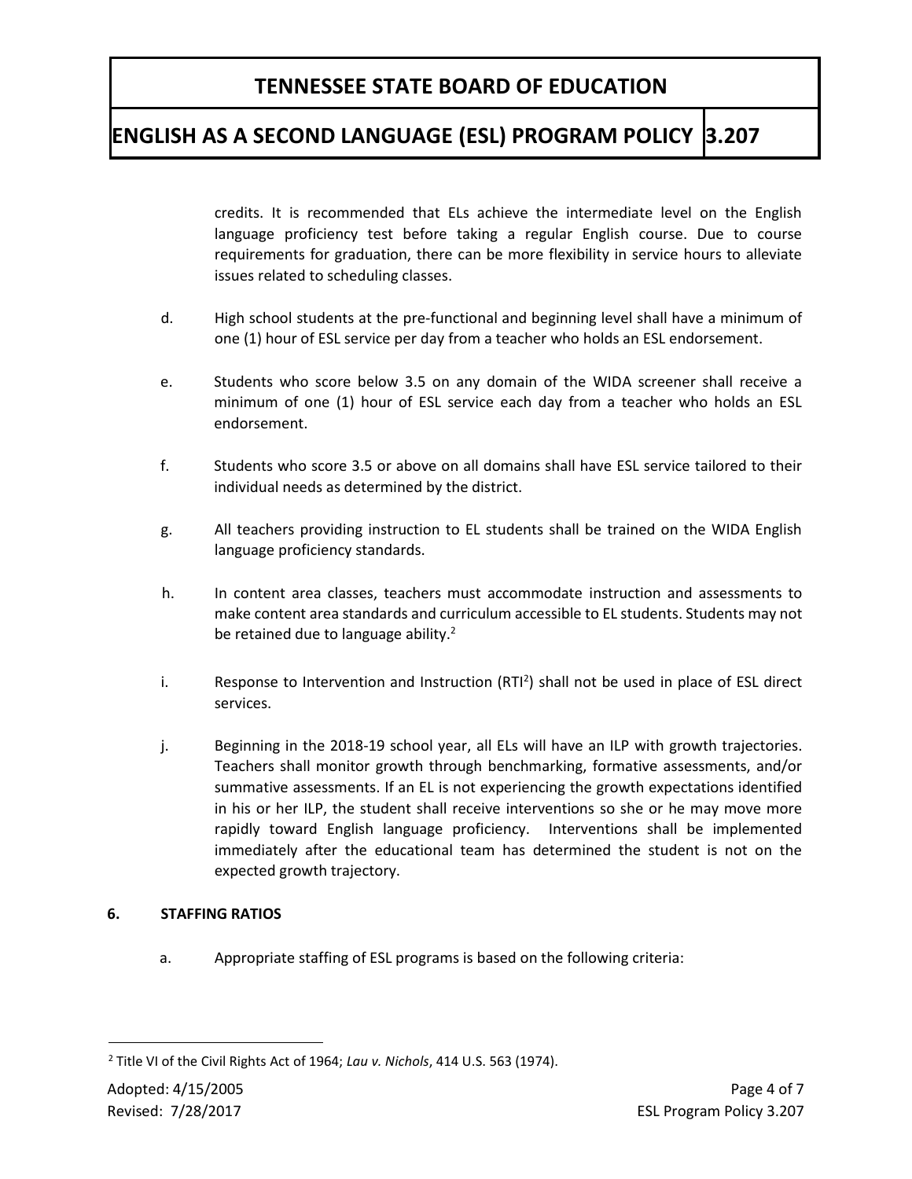credits. It is recommended that ELs achieve the intermediate level on the English language proficiency test before taking a regular English course. Due to course requirements for graduation, there can be more flexibility in service hours to alleviate issues related to scheduling classes.

d. High school students at the pre-functional and beginning level shall have a minimum of one (1) hour of ESL service per day from a teacher who holds an ESL endorsement.

e. Students who score below 3.5 on any domain of the WIDA screener shall receive a minimum of one (1) hour of ESL service each day from a teacher who holds an ESL endorsement.

f. Students who score 3.5 or above on all domains shall have ESL service tailored to their individual needs as determined by the district.

g. All teachers providing instruction to EL students shall be trained on the WIDA English language proficiency standards.

h. In content area classes, teachers must accommodate instruction and assessments to make content area standards and curriculum accessible to EL students. Students may not be retained due to language ability.[2]

i. Response to Intervention and Instruction ($RTI^2$) shall not be used in place of ESL direct services.

j. Beginning in the 2018-19 school year, all ELs will have an ILP with growth trajectories. Teachers shall monitor growth through benchmarking, formative assessments, and/or summative assessments. If an EL is not experiencing the growth expectations identified in his or her ILP, the student shall receive interventions so she or he may move more rapidly toward English language proficiency. Interventions shall be implemented immediately after the educational team has determined the student is not on the expected growth trajectory.

## 6. STAFFING RATIOS

a. Appropriate staffing of ESL programs is based on the following criteria:

---

[2] Title VI of the Civil Rights Act of 1964; *Lau v. Nichols*, 414 U.S. 563 (1974).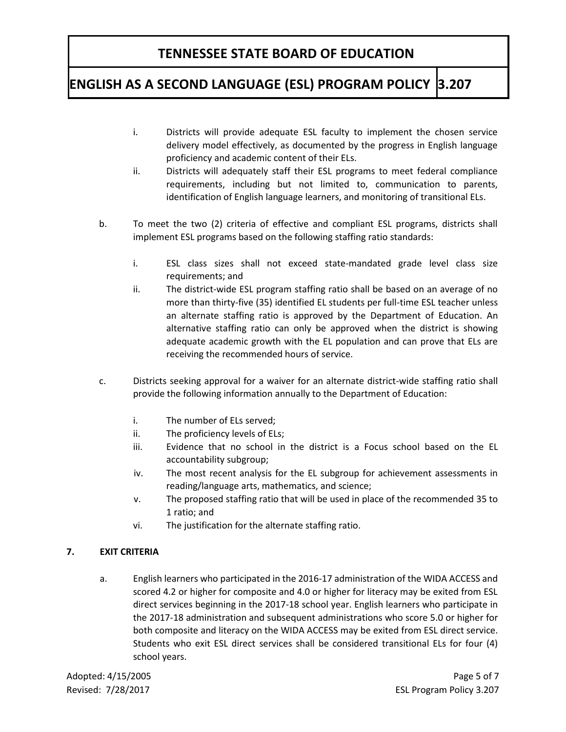i. Districts will provide adequate ESL faculty to implement the chosen service delivery model effectively, as documented by the progress in English language proficiency and academic content of their ELs.
   ii. Districts will adequately staff their ESL programs to meet federal compliance requirements, including but not limited to, communication to parents, identification of English language learners, and monitoring of transitional ELs.

b. To meet the two (2) criteria of effective and compliant ESL programs, districts shall implement ESL programs based on the following staffing ratio standards:

   i. ESL class sizes shall not exceed state-mandated grade level class size requirements; and
   ii. The district-wide ESL program staffing ratio shall be based on an average of no more than thirty-five (35) identified EL students per full-time ESL teacher unless an alternate staffing ratio is approved by the Department of Education. An alternative staffing ratio can only be approved when the district is showing adequate academic growth with the EL population and can prove that ELs are receiving the recommended hours of service.

c. Districts seeking approval for a waiver for an alternate district-wide staffing ratio shall provide the following information annually to the Department of Education:

   i. The number of ELs served;
   ii. The proficiency levels of ELs;
   iii. Evidence that no school in the district is a Focus school based on the EL accountability subgroup;
   iv. The most recent analysis for the EL subgroup for achievement assessments in reading/language arts, mathematics, and science;
   v. The proposed staffing ratio that will be used in place of the recommended 35 to 1 ratio; and
   vi. The justification for the alternate staffing ratio.

**7. EXIT CRITERIA**

a. English learners who participated in the 2016-17 administration of the WIDA ACCESS and scored 4.2 or higher for composite and 4.0 or higher for literacy may be exited from ESL direct services beginning in the 2017-18 school year. English learners who participate in the 2017-18 administration and subsequent administrations who score 5.0 or higher for both composite and literacy on the WIDA ACCESS may be exited from ESL direct service. Students who exit ESL direct services shall be considered transitional ELs for four (4) school years.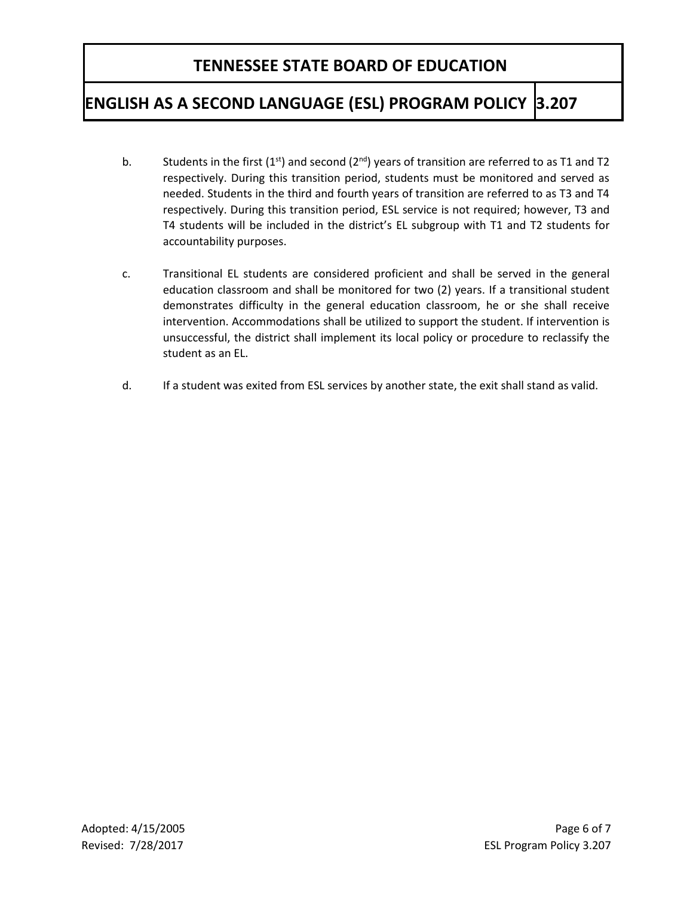b. Students in the first (1st) and second (2nd) years of transition are referred to as T1 and T2 respectively. During this transition period, students must be monitored and served as needed. Students in the third and fourth years of transition are referred to as T3 and T4 respectively. During this transition period, ESL service is not required; however, T3 and T4 students will be included in the district's EL subgroup with T1 and T2 students for accountability purposes.

c. Transitional EL students are considered proficient and shall be served in the general education classroom and shall be monitored for two (2) years. If a transitional student demonstrates difficulty in the general education classroom, he or she shall receive intervention. Accommodations shall be utilized to support the student. If intervention is unsuccessful, the district shall implement its local policy or procedure to reclassify the student as an EL.

d. If a student was exited from ESL services by another state, the exit shall stand as valid.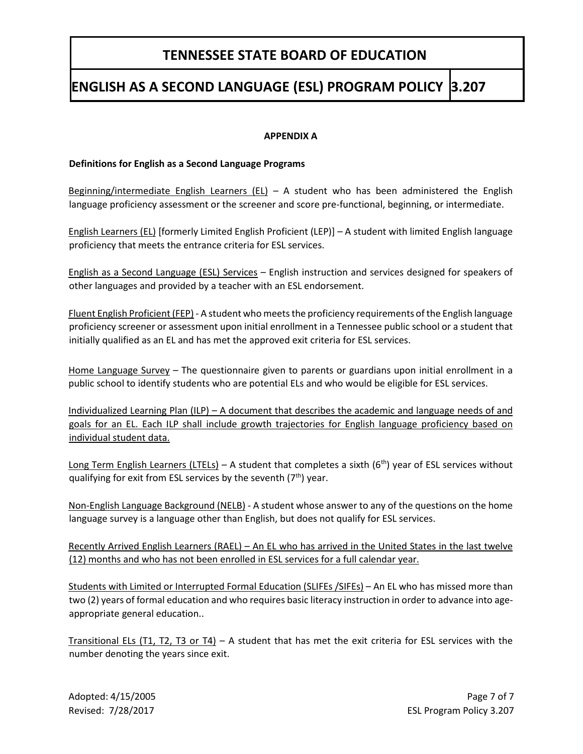**APPENDIX A**

**Definitions for English as a Second Language Programs**

Beginning/intermediate English Learners (EL) – A student who has been administered the English language proficiency assessment or the screener and score pre-functional, beginning, or intermediate.

English Learners (EL) [formerly Limited English Proficient (LEP)] – A student with limited English language proficiency that meets the entrance criteria for ESL services.

English as a Second Language (ESL) Services – English instruction and services designed for speakers of other languages and provided by a teacher with an ESL endorsement.

Fluent English Proficient (FEP) - A student who meets the proficiency requirements of the English language proficiency screener or assessment upon initial enrollment in a Tennessee public school or a student that initially qualified as an EL and has met the approved exit criteria for ESL services.

Home Language Survey – The questionnaire given to parents or guardians upon initial enrollment in a public school to identify students who are potential ELs and who would be eligible for ESL services.

Individualized Learning Plan (ILP) – A document that describes the academic and language needs of and goals for an EL. Each ILP shall include growth trajectories for English language proficiency based on individual student data.

Long Term English Learners (LTELs) – A student that completes a sixth (6th) year of ESL services without qualifying for exit from ESL services by the seventh (7th) year.

Non-English Language Background (NELB) - A student whose answer to any of the questions on the home language survey is a language other than English, but does not qualify for ESL services.

Recently Arrived English Learners (RAEL) – An EL who has arrived in the United States in the last twelve (12) months and who has not been enrolled in ESL services for a full calendar year.

Students with Limited or Interrupted Formal Education (SLIFEs /SIFEs) – An EL who has missed more than two (2) years of formal education and who requires basic literacy instruction in order to advance into age-appropriate general education..

Transitional ELs (T1, T2, T3 or T4) – A student that has met the exit criteria for ESL services with the number denoting the years since exit.

Adopted: 4/15/2005
Revised: 7/28/2017